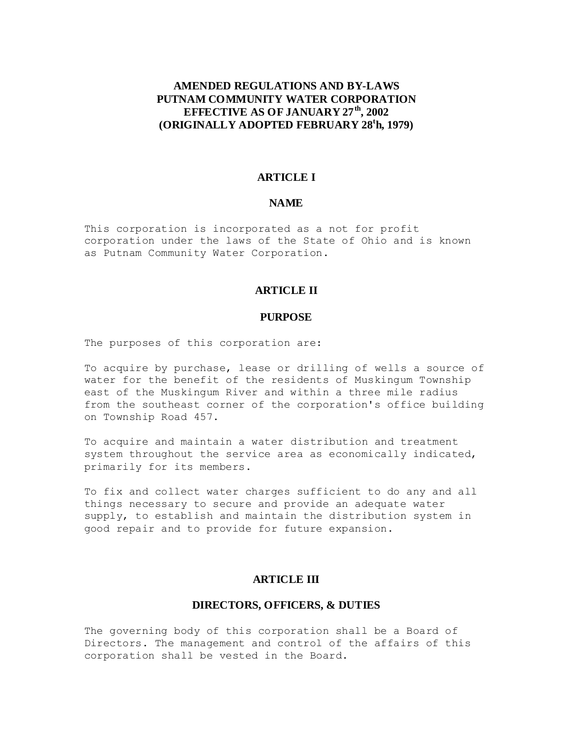# AMENDED REGULATIONS AND BY-LAWS
# PUTNAM COMMUNITY WATER CORPORATION
# EFFECTIVE AS OF JANUARY 27th, 2002
# (ORIGINALLY ADOPTED FEBRUARY 28th, 1979)

## ARTICLE I

## NAME

This corporation is incorporated as a not for profit corporation under the laws of the State of Ohio and is known as Putnam Community Water Corporation.

## ARTICLE II

## PURPOSE

The purposes of this corporation are:

To acquire by purchase, lease or drilling of wells a source of water for the benefit of the residents of Muskingum Township east of the Muskingum River and within a three mile radius from the southeast corner of the corporation's office building on Township Road 457.

To acquire and maintain a water distribution and treatment system throughout the service area as economically indicated, primarily for its members.

To fix and collect water charges sufficient to do any and all things necessary to secure and provide an adequate water supply, to establish and maintain the distribution system in good repair and to provide for future expansion.

## ARTICLE III

## DIRECTORS, OFFICERS, & DUTIES

The governing body of this corporation shall be a Board of Directors. The management and control of the affairs of this corporation shall be vested in the Board.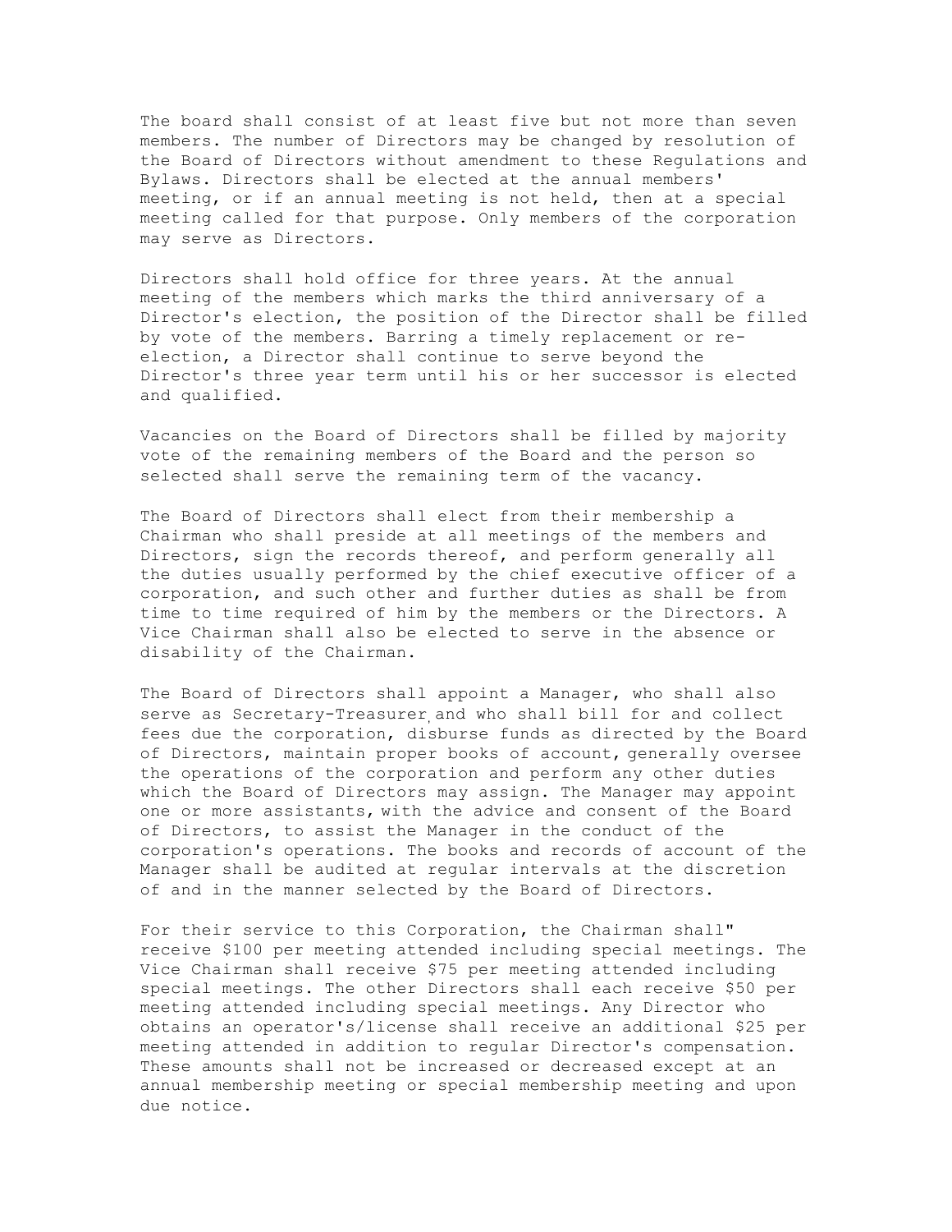The board shall consist of at least five but not more than seven members. The number of Directors may be changed by resolution of the Board of Directors without amendment to these Regulations and Bylaws. Directors shall be elected at the annual members' meeting, or if an annual meeting is not held, then at a special meeting called for that purpose. Only members of the corporation may serve as Directors.

Directors shall hold office for three years. At the annual meeting of the members which marks the third anniversary of a Director's election, the position of the Director shall be filled by vote of the members. Barring a timely replacement or re-election, a Director shall continue to serve beyond the Director's three year term until his or her successor is elected and qualified.

Vacancies on the Board of Directors shall be filled by majority vote of the remaining members of the Board and the person so selected shall serve the remaining term of the vacancy.

The Board of Directors shall elect from their membership a Chairman who shall preside at all meetings of the members and Directors, sign the records thereof, and perform generally all the duties usually performed by the chief executive officer of a corporation, and such other and further duties as shall be from time to time required of him by the members or the Directors. A Vice Chairman shall also be elected to serve in the absence or disability of the Chairman.

The Board of Directors shall appoint a Manager, who shall also serve as Secretary-Treasurer, and who shall bill for and collect fees due the corporation, disburse funds as directed by the Board of Directors, maintain proper books of account, generally oversee the operations of the corporation and perform any other duties which the Board of Directors may assign. The Manager may appoint one or more assistants, with the advice and consent of the Board of Directors, to assist the Manager in the conduct of the corporation's operations. The books and records of account of the Manager shall be audited at regular intervals at the discretion of and in the manner selected by the Board of Directors.

For their service to this Corporation, the Chairman shall" receive $100 per meeting attended including special meetings. The Vice Chairman shall receive $75 per meeting attended including special meetings. The other Directors shall each receive $50 per meeting attended including special meetings. Any Director who obtains an operator's/license shall receive an additional $25 per meeting attended in addition to regular Director's compensation. These amounts shall not be increased or decreased except at an annual membership meeting or special membership meeting and upon due notice.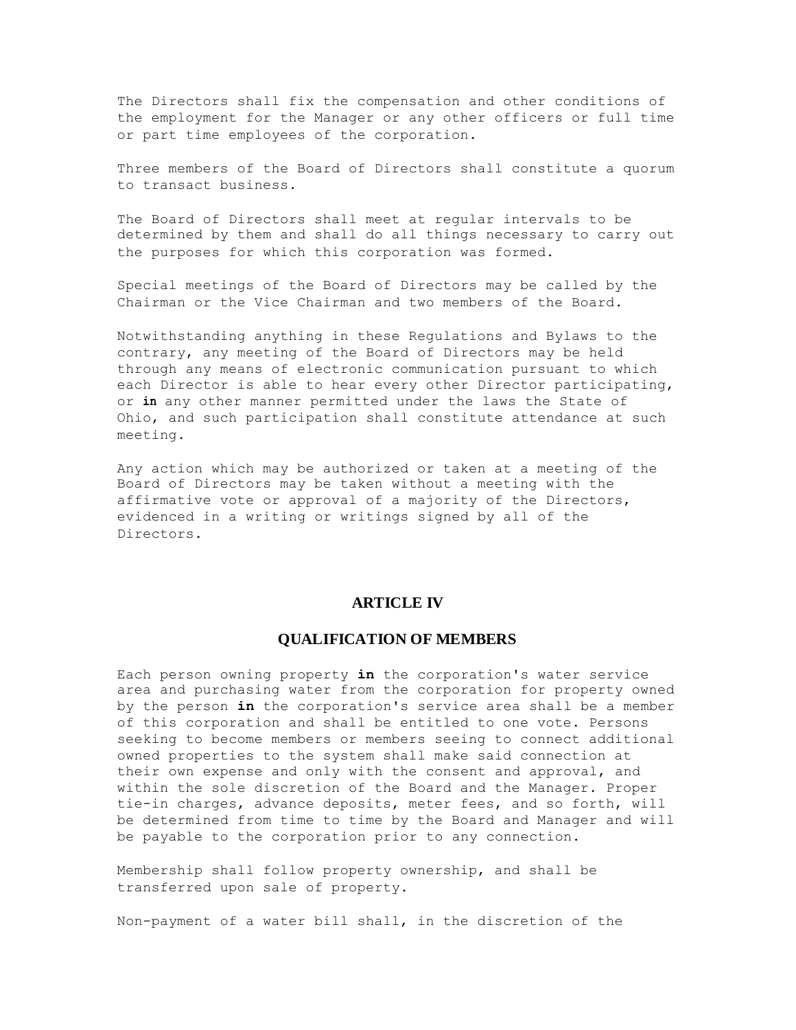The Directors shall fix the compensation and other conditions of the employment for the Manager or any other officers or full time or part time employees of the corporation.

Three members of the Board of Directors shall constitute a quorum to transact business.

The Board of Directors shall meet at regular intervals to be determined by them and shall do all things necessary to carry out the purposes for which this corporation was formed.

Special meetings of the Board of Directors may be called by the Chairman or the Vice Chairman and two members of the Board.

Notwithstanding anything in these Regulations and Bylaws to the contrary, any meeting of the Board of Directors may be held through any means of electronic communication pursuant to which each Director is able to hear every other Director participating, or **in** any other manner permitted under the laws the State of Ohio, and such participation shall constitute attendance at such meeting.

Any action which may be authorized or taken at a meeting of the Board of Directors may be taken without a meeting with the affirmative vote or approval of a majority of the Directors, evidenced in a writing or writings signed by all of the Directors.

## ARTICLE IV

## QUALIFICATION OF MEMBERS

Each person owning property **in** the corporation's water service area and purchasing water from the corporation for property owned by the person **in** the corporation's service area shall be a member of this corporation and shall be entitled to one vote. Persons seeking to become members or members seeing to connect additional owned properties to the system shall make said connection at their own expense and only with the consent and approval, and within the sole discretion of the Board and the Manager. Proper tie-in charges, advance deposits, meter fees, and so forth, will be determined from time to time by the Board and Manager and will be payable to the corporation prior to any connection.

Membership shall follow property ownership, and shall be transferred upon sale of property.

Non-payment of a water bill shall, in the discretion of the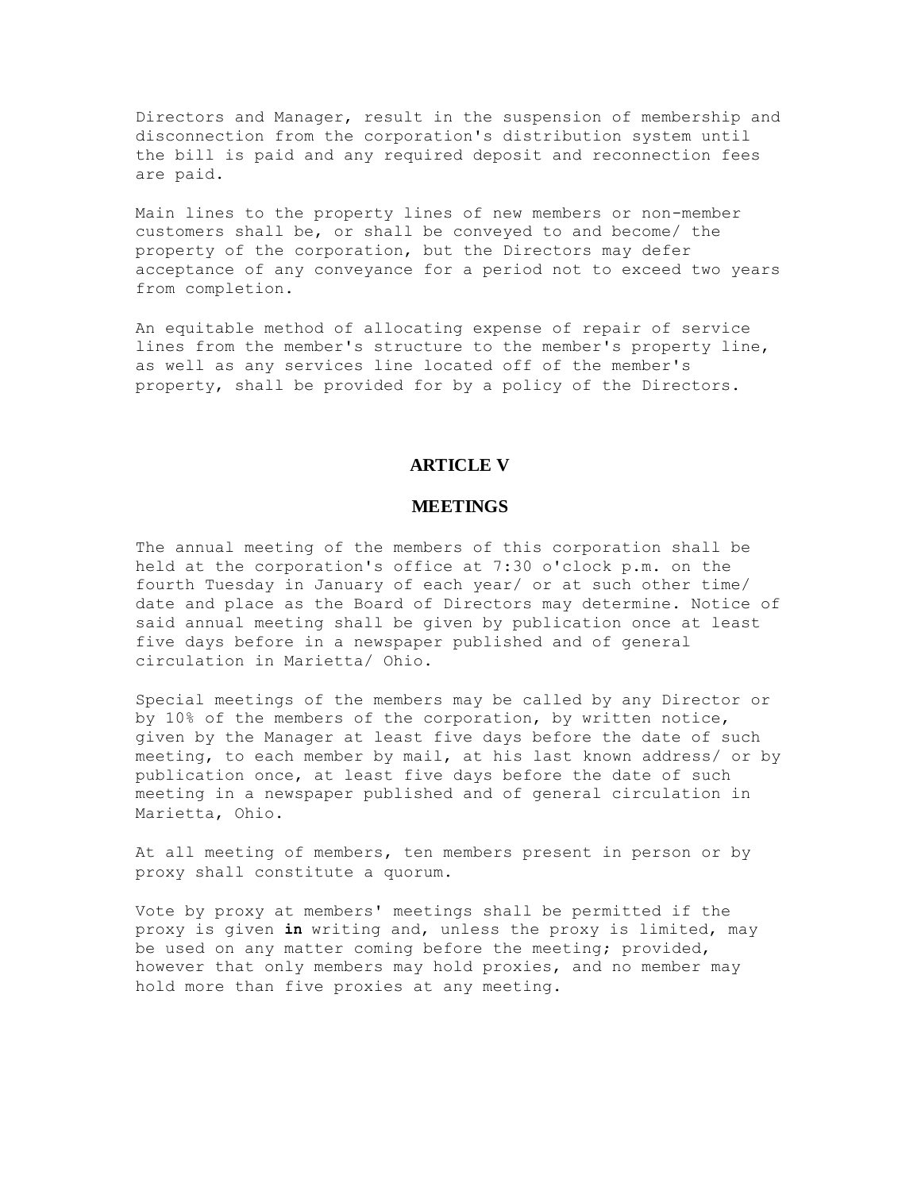Directors and Manager, result in the suspension of membership and disconnection from the corporation's distribution system until the bill is paid and any required deposit and reconnection fees are paid.

Main lines to the property lines of new members or non-member customers shall be, or shall be conveyed to and become/ the property of the corporation, but the Directors may defer acceptance of any conveyance for a period not to exceed two years from completion.

An equitable method of allocating expense of repair of service lines from the member's structure to the member's property line, as well as any services line located off of the member's property, shall be provided for by a policy of the Directors.

## ARTICLE V

## MEETINGS

The annual meeting of the members of this corporation shall be held at the corporation's office at 7:30 o'clock p.m. on the fourth Tuesday in January of each year/ or at such other time/ date and place as the Board of Directors may determine. Notice of said annual meeting shall be given by publication once at least five days before in a newspaper published and of general circulation in Marietta/ Ohio.

Special meetings of the members may be called by any Director or by 10% of the members of the corporation, by written notice, given by the Manager at least five days before the date of such meeting, to each member by mail, at his last known address/ or by publication once, at least five days before the date of such meeting in a newspaper published and of general circulation in Marietta, Ohio.

At all meeting of members, ten members present in person or by proxy shall constitute a quorum.

Vote by proxy at members' meetings shall be permitted if the proxy is given **in** writing and, unless the proxy is limited, may be used on any matter coming before the meeting; provided, however that only members may hold proxies, and no member may hold more than five proxies at any meeting.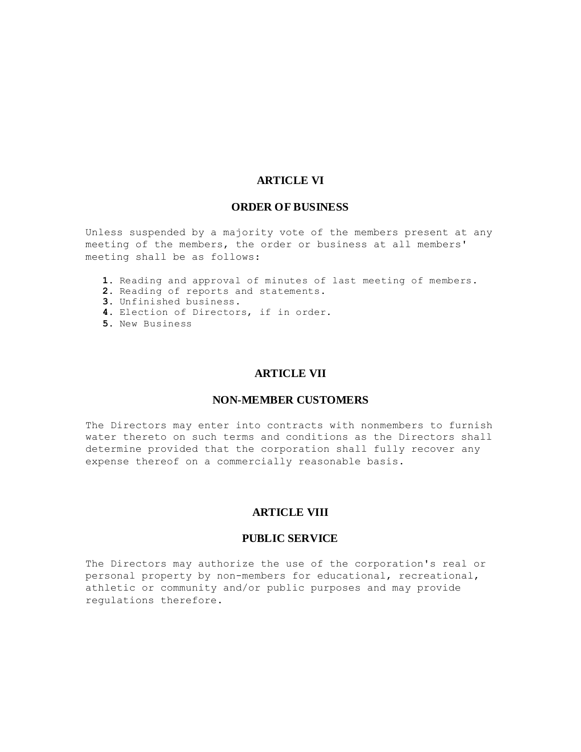## ARTICLE VI

## ORDER OF BUSINESS

Unless suspended by a majority vote of the members present at any meeting of the members, the order or business at all members' meeting shall be as follows:

1. Reading and approval of minutes of last meeting of members.
2. Reading of reports and statements.
3. Unfinished business.
4. Election of Directors, if in order.
5. New Business

## ARTICLE VII

## NON-MEMBER CUSTOMERS

The Directors may enter into contracts with nonmembers to furnish water thereto on such terms and conditions as the Directors shall determine provided that the corporation shall fully recover any expense thereof on a commercially reasonable basis.

## ARTICLE VIII

## PUBLIC SERVICE

The Directors may authorize the use of the corporation's real or personal property by non-members for educational, recreational, athletic or community and/or public purposes and may provide regulations therefore.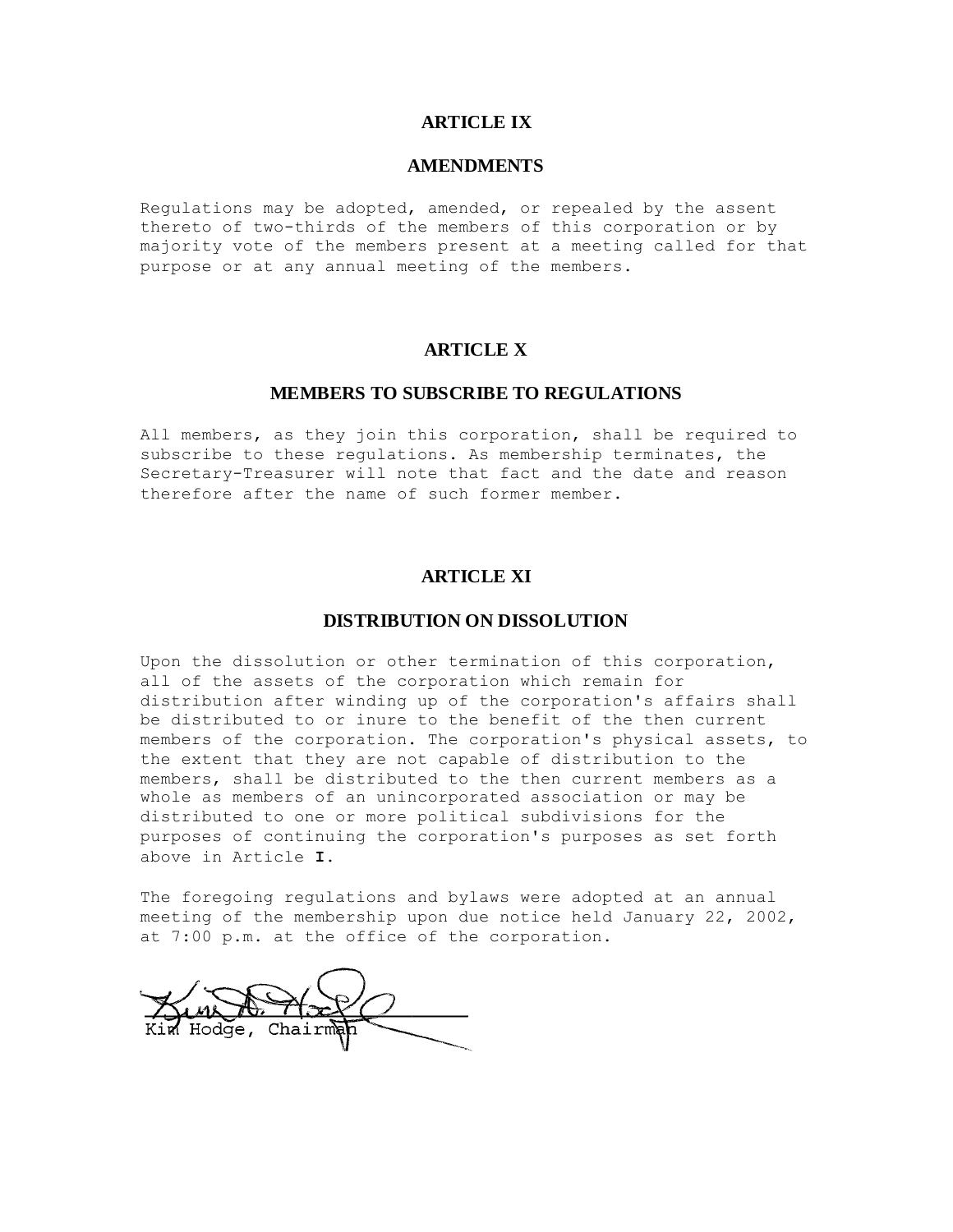## ARTICLE IX

## AMENDMENTS

Regulations may be adopted, amended, or repealed by the assent thereto of two-thirds of the members of this corporation or by majority vote of the members present at a meeting called for that purpose or at any annual meeting of the members.

## ARTICLE X

## MEMBERS TO SUBSCRIBE TO REGULATIONS

All members, as they join this corporation, shall be required to subscribe to these regulations. As membership terminates, the Secretary-Treasurer will note that fact and the date and reason therefore after the name of such former member.

## ARTICLE XI

## DISTRIBUTION ON DISSOLUTION

Upon the dissolution or other termination of this corporation, all of the assets of the corporation which remain for distribution after winding up of the corporation's affairs shall be distributed to or inure to the benefit of the then current members of the corporation. The corporation's physical assets, to the extent that they are not capable of distribution to the members, shall be distributed to the then current members as a whole as members of an unincorporated association or may be distributed to one or more political subdivisions for the purposes of continuing the corporation's purposes as set forth above in Article **I**.

The foregoing regulations and bylaws were adopted at an annual meeting of the membership upon due notice held January 22, 2002, at 7:00 p.m. at the office of the corporation.

Kim Hodge, Chairman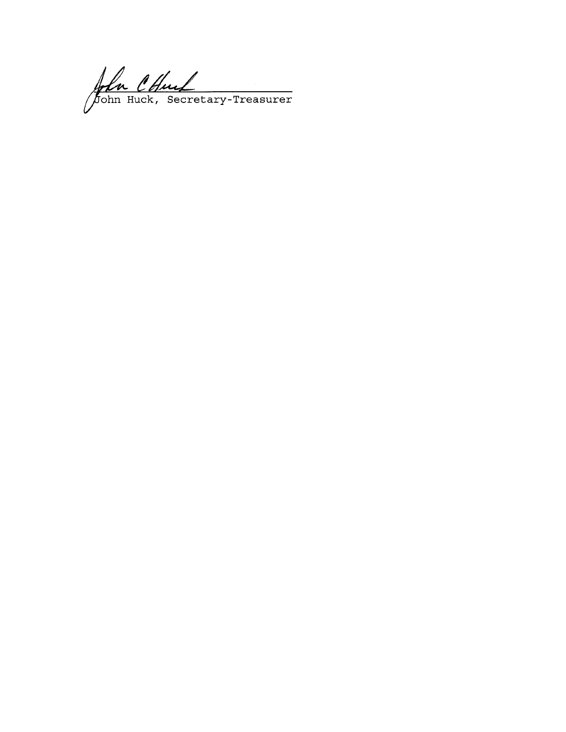John Huck, Secretary-Treasurer